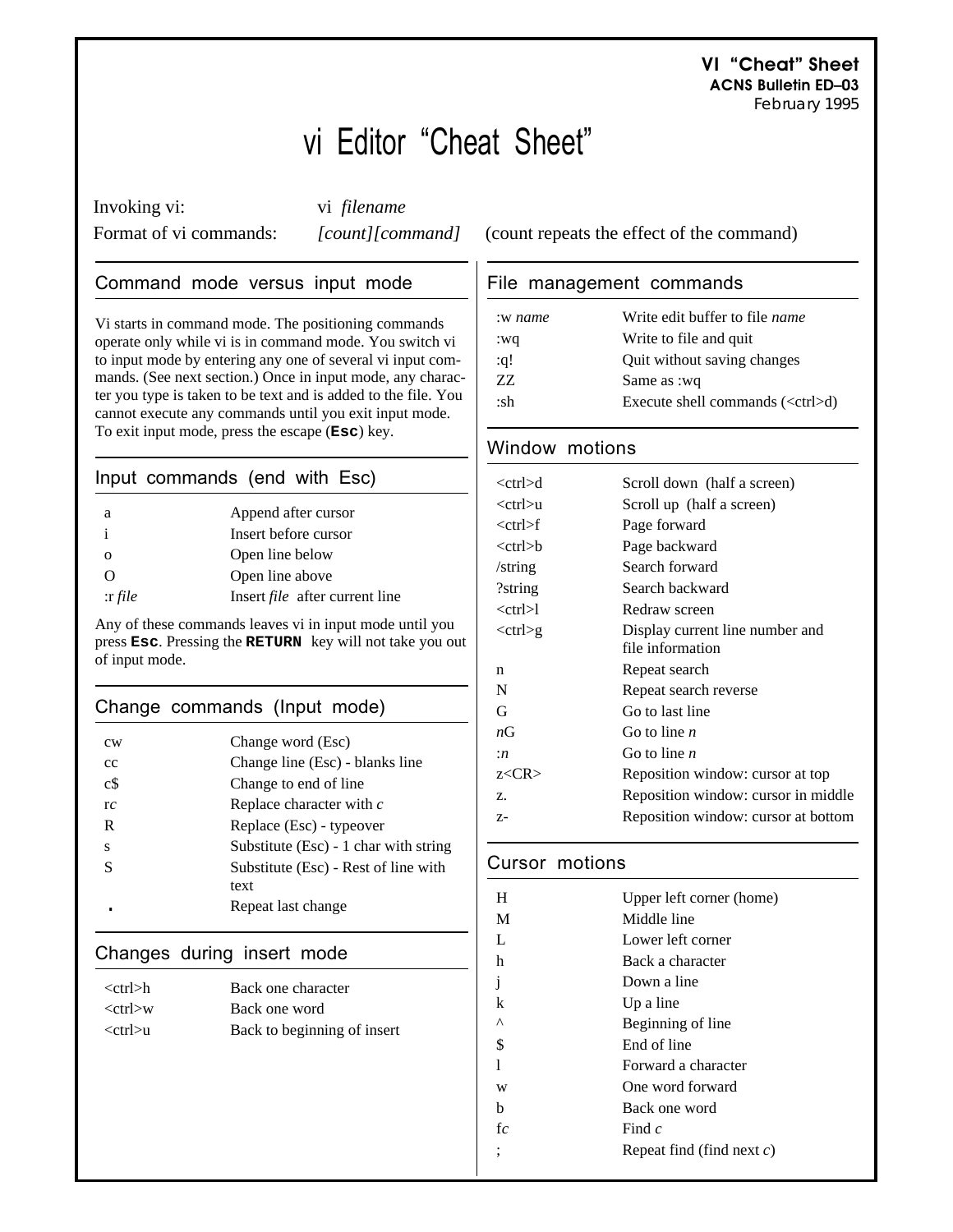**VI "Cheat" Sheet**
**ACNS Bulletin ED–03**
February 1995

# vi Editor "Cheat Sheet"

Invoking vi: vi *filename*

Format of vi commands: *[count][command]* (count repeats the effect of the command)

## Command mode versus input mode

Vi starts in command mode. The positioning commands operate only while vi is in command mode. You switch vi to input mode by entering any one of several vi input commands. (See next section.) Once in input mode, any character you type is taken to be text and is added to the file. You cannot execute any commands until you exit input mode. To exit input mode, press the escape (**Esc**) key.

## Input commands (end with Esc)

| | |
|---|---|
| a | Append after cursor |
| i | Insert before cursor |
| o | Open line below |
| O | Open line above |
| :r *file* | Insert *file* after current line |

Any of these commands leaves vi in input mode until you press **Esc**. Pressing the **RETURN** key will not take you out of input mode.

## Change commands (Input mode)

| | |
|---|---|
| cw | Change word (Esc) |
| cc | Change line (Esc) - blanks line |
| c$ | Change to end of line |
| r*c* | Replace character with *c* |
| R | Replace (Esc) - typeover |
| s | Substitute (Esc) - 1 char with string |
| S | Substitute (Esc) - Rest of line with text |
| **.** | Repeat last change |

## Changes during insert mode

| | |
|---|---|
| <ctrl>h | Back one character |
| <ctrl>w | Back one word |
| <ctrl>u | Back to beginning of insert |

## File management commands

| | |
|---|---|
| :w *name* | Write edit buffer to file *name* |
| :wq | Write to file and quit |
| :q! | Quit without saving changes |
| ZZ | Same as :wq |
| :sh | Execute shell commands (<ctrl>d) |

## Window motions

| | |
|---|---|
| <ctrl>d | Scroll down (half a screen) |
| <ctrl>u | Scroll up (half a screen) |
| <ctrl>f | Page forward |
| <ctrl>b | Page backward |
| /string | Search forward |
| ?string | Search backward |
| <ctrl>l | Redraw screen |
| <ctrl>g | Display current line number and file information |
| n | Repeat search |
| N | Repeat search reverse |
| G | Go to last line |
| *n*G | Go to line *n* |
| :*n* | Go to line *n* |
| z<CR> | Reposition window: cursor at top |
| z. | Reposition window: cursor in middle |
| z- | Reposition window: cursor at bottom |

## Cursor motions

| | |
|---|---|
| H | Upper left corner (home) |
| M | Middle line |
| L | Lower left corner |
| h | Back a character |
| j | Down a line |
| k | Up a line |
| ^ | Beginning of line |
| $ | End of line |
| l | Forward a character |
| w | One word forward |
| b | Back one word |
| f*c* | Find *c* |
| ; | Repeat find (find next *c*) |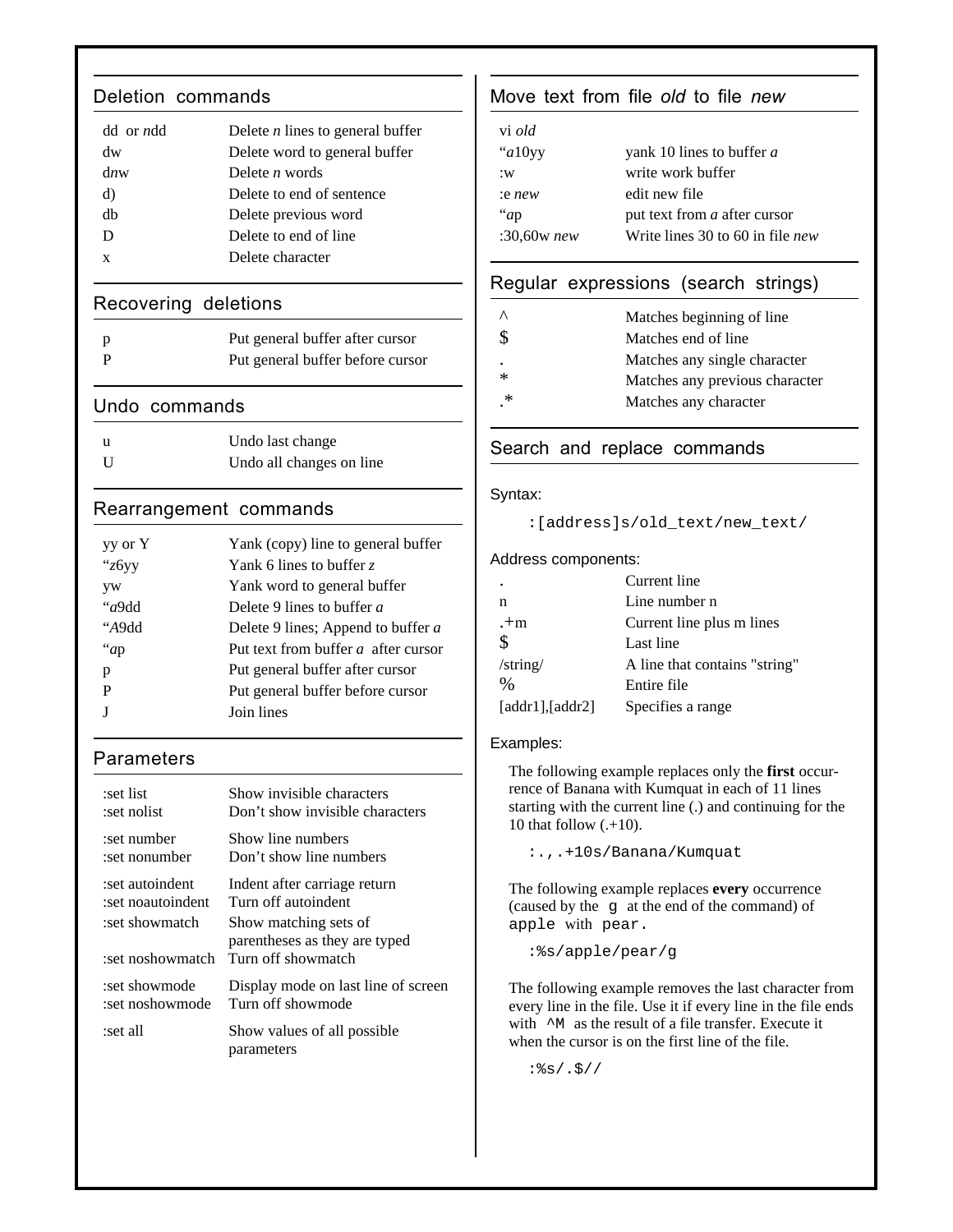## Deletion commands

| | |
|---|---|
| dd or *n*dd | Delete *n* lines to general buffer |
| dw | Delete word to general buffer |
| d*n*w | Delete *n* words |
| d) | Delete to end of sentence |
| db | Delete previous word |
| D | Delete to end of line |
| x | Delete character |

## Recovering deletions

| | |
|---|---|
| p | Put general buffer after cursor |
| P | Put general buffer before cursor |

## Undo commands

| | |
|---|---|
| u | Undo last change |
| U | Undo all changes on line |

## Rearrangement commands

| | |
|---|---|
| yy or Y | Yank (copy) line to general buffer |
| “z6yy | Yank 6 lines to buffer *z* |
| yw | Yank word to general buffer |
| “*a*9dd | Delete 9 lines to buffer *a* |
| “A9dd | Delete 9 lines; Append to buffer *a* |
| “*a*p | Put text from buffer *a* after cursor |
| p | Put general buffer after cursor |
| P | Put general buffer before cursor |
| J | Join lines |

## Parameters

| | |
|---|---|
| :set list | Show invisible characters |
| :set nolist | Don’t show invisible characters |
| :set number | Show line numbers |
| :set nonumber | Don’t show line numbers |
| :set autoindent | Indent after carriage return |
| :set noautoindent | Turn off autoindent |
| :set showmatch | Show matching sets of parentheses as they are typed |
| :set noshowmatch | Turn off showmatch |
| :set showmode | Display mode on last line of screen |
| :set noshowmode | Turn off showmode |
| :set all | Show values of all possible parameters |

## Move text from file *old* to file *new*

| | |
|---|---|
| vi *old* | |
| “*a*10yy | yank 10 lines to buffer *a* |
| :w | write work buffer |
| :e *new* | edit new file |
| “*a*p | put text from *a* after cursor |
| :30,60w *new* | Write lines 30 to 60 in file *new* |

## Regular expressions (search strings)

| | |
|---|---|
| ^ | Matches beginning of line |
| $ | Matches end of line |
| . | Matches any single character |
| * | Matches any previous character |
| .* | Matches any character |

## Search and replace commands

Syntax:

```
:[address]s/old_text/new_text/
```

Address components:

| | |
|---|---|
| . | Current line |
| n | Line number n |
| .+m | Current line plus m lines |
| $ | Last line |
| /string/ | A line that contains "string" |
| % | Entire file |
| [addr1],[addr2] | Specifies a range |

Examples:

The following example replaces only the **first** occurrence of Banana with Kumquat in each of 11 lines starting with the current line (.) and continuing for the 10 that follow (.+10).

```
:.,.+10s/Banana/Kumquat
```

The following example replaces **every** occurrence (caused by the `g` at the end of the command) of `apple` with `pear.`

```
:%s/apple/pear/g
```

The following example removes the last character from every line in the file. Use it if every line in the file ends with `^M` as the result of a file transfer. Execute it when the cursor is on the first line of the file.

```
:%s/.$//
```